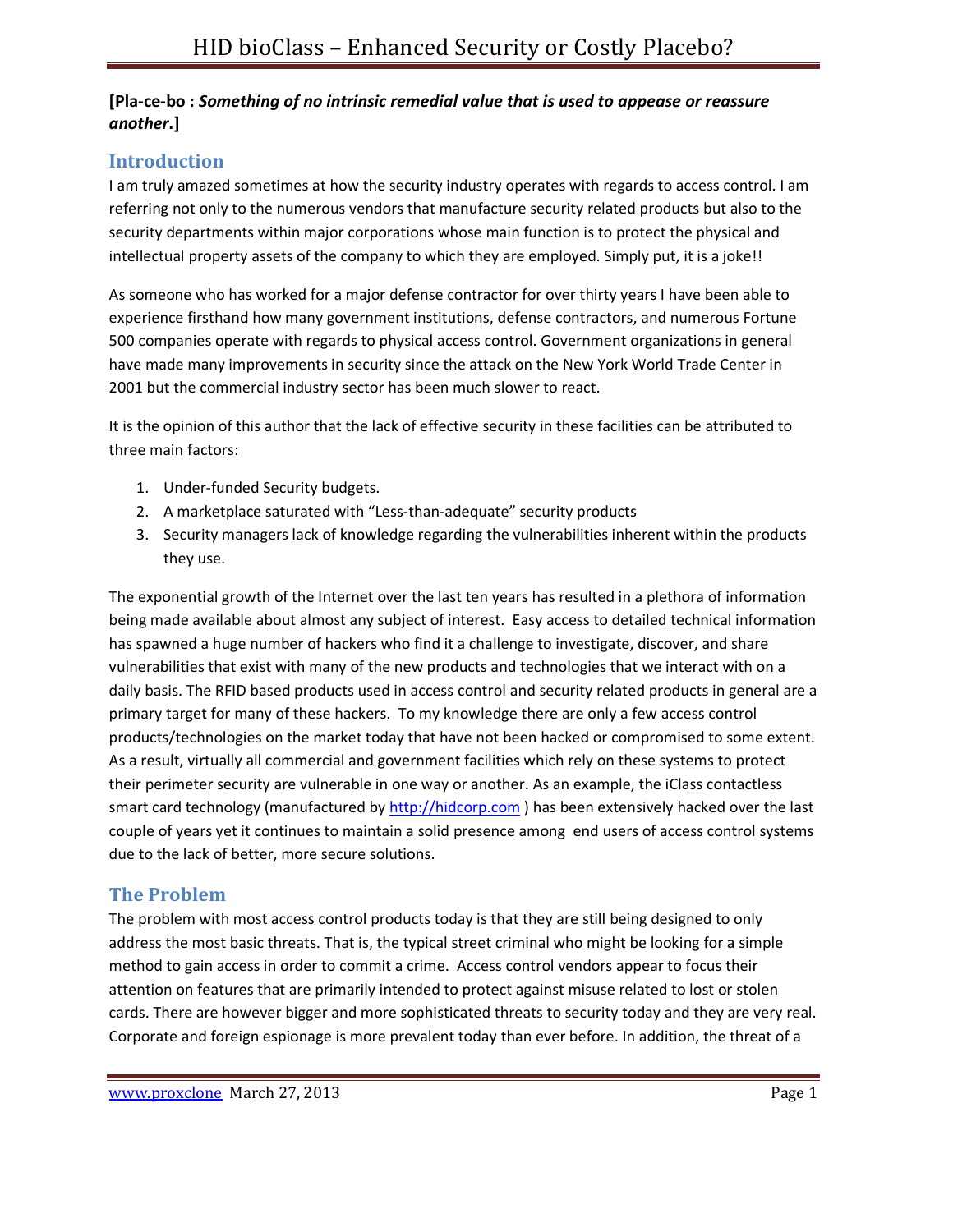# HID bioClass – Enhanced Security or Costly Placebo?

**[Pla-ce-bo : *Something of no intrinsic remedial value that is used to appease or reassure another*.]**

## Introduction

I am truly amazed sometimes at how the security industry operates with regards to access control. I am referring not only to the numerous vendors that manufacture security related products but also to the security departments within major corporations whose main function is to protect the physical and intellectual property assets of the company to which they are employed. Simply put, it is a joke!!

As someone who has worked for a major defense contractor for over thirty years I have been able to experience firsthand how many government institutions, defense contractors, and numerous Fortune 500 companies operate with regards to physical access control. Government organizations in general have made many improvements in security since the attack on the New York World Trade Center in 2001 but the commercial industry sector has been much slower to react.

It is the opinion of this author that the lack of effective security in these facilities can be attributed to three main factors:

1. Under-funded Security budgets.
2. A marketplace saturated with "Less-than-adequate" security products
3. Security managers lack of knowledge regarding the vulnerabilities inherent within the products they use.

The exponential growth of the Internet over the last ten years has resulted in a plethora of information being made available about almost any subject of interest. Easy access to detailed technical information has spawned a huge number of hackers who find it a challenge to investigate, discover, and share vulnerabilities that exist with many of the new products and technologies that we interact with on a daily basis. The RFID based products used in access control and security related products in general are a primary target for many of these hackers. To my knowledge there are only a few access control products/technologies on the market today that have not been hacked or compromised to some extent. As a result, virtually all commercial and government facilities which rely on these systems to protect their perimeter security are vulnerable in one way or another. As an example, the iClass contactless smart card technology (manufactured by http://hidcorp.com ) has been extensively hacked over the last couple of years yet it continues to maintain a solid presence among end users of access control systems due to the lack of better, more secure solutions.

## The Problem

The problem with most access control products today is that they are still being designed to only address the most basic threats. That is, the typical street criminal who might be looking for a simple method to gain access in order to commit a crime. Access control vendors appear to focus their attention on features that are primarily intended to protect against misuse related to lost or stolen cards. There are however bigger and more sophisticated threats to security today and they are very real. Corporate and foreign espionage is more prevalent today than ever before. In addition, the threat of a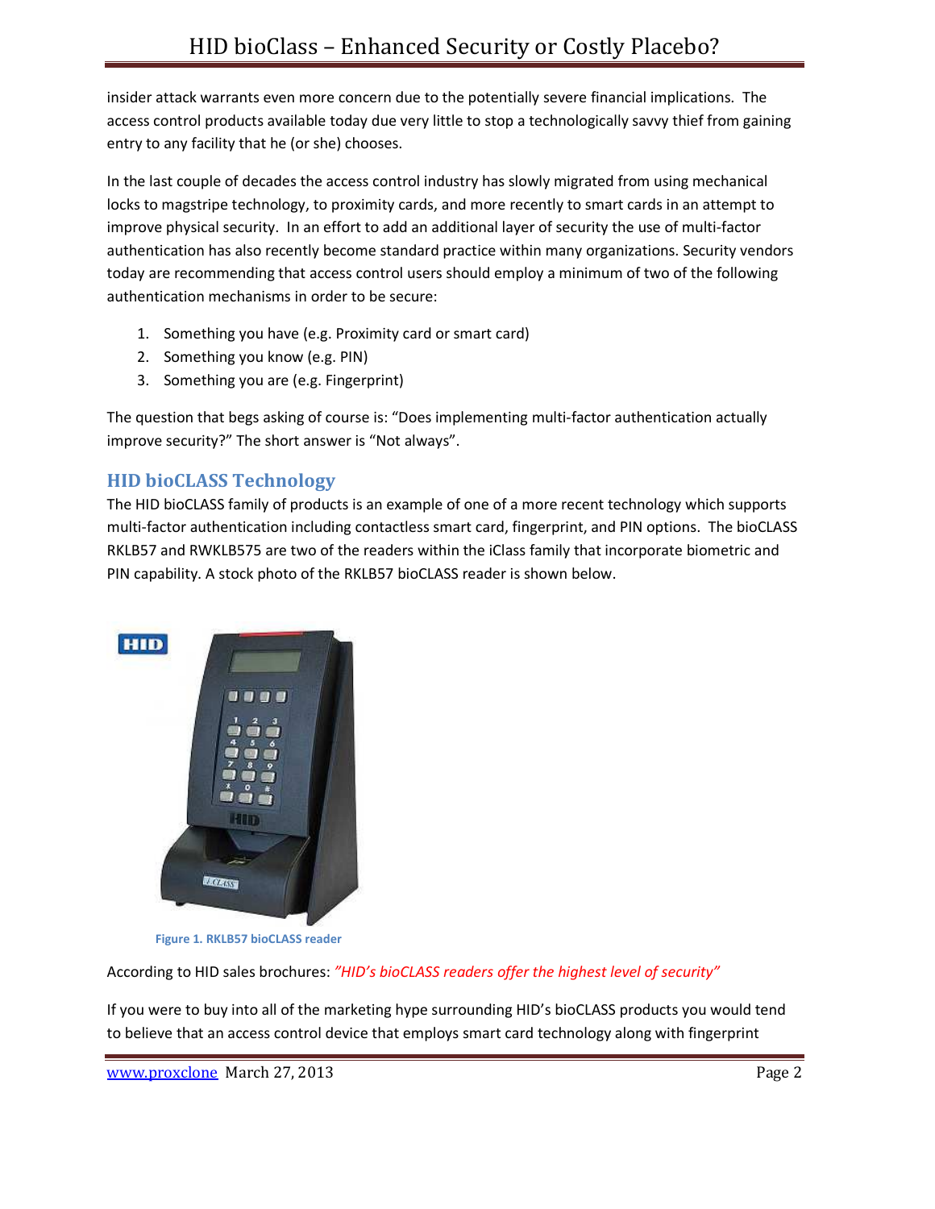insider attack warrants even more concern due to the potentially severe financial implications. The access control products available today due very little to stop a technologically savvy thief from gaining entry to any facility that he (or she) chooses.

In the last couple of decades the access control industry has slowly migrated from using mechanical locks to magstripe technology, to proximity cards, and more recently to smart cards in an attempt to improve physical security. In an effort to add an additional layer of security the use of multi-factor authentication has also recently become standard practice within many organizations. Security vendors today are recommending that access control users should employ a minimum of two of the following authentication mechanisms in order to be secure:

1. Something you have (e.g. Proximity card or smart card)
2. Something you know (e.g. PIN)
3. Something you are (e.g. Fingerprint)

The question that begs asking of course is: "Does implementing multi-factor authentication actually improve security?" The short answer is "Not always".

## HID bioCLASS Technology

The HID bioCLASS family of products is an example of one of a more recent technology which supports multi-factor authentication including contactless smart card, fingerprint, and PIN options. The bioCLASS RKLB57 and RWKLB575 are two of the readers within the iClass family that incorporate biometric and PIN capability. A stock photo of the RKLB57 bioCLASS reader is shown below.

Figure 1. RKLB57 bioCLASS reader

According to HID sales brochures: *"HID's bioCLASS readers offer the highest level of security"*

If you were to buy into all of the marketing hype surrounding HID's bioCLASS products you would tend to believe that an access control device that employs smart card technology along with fingerprint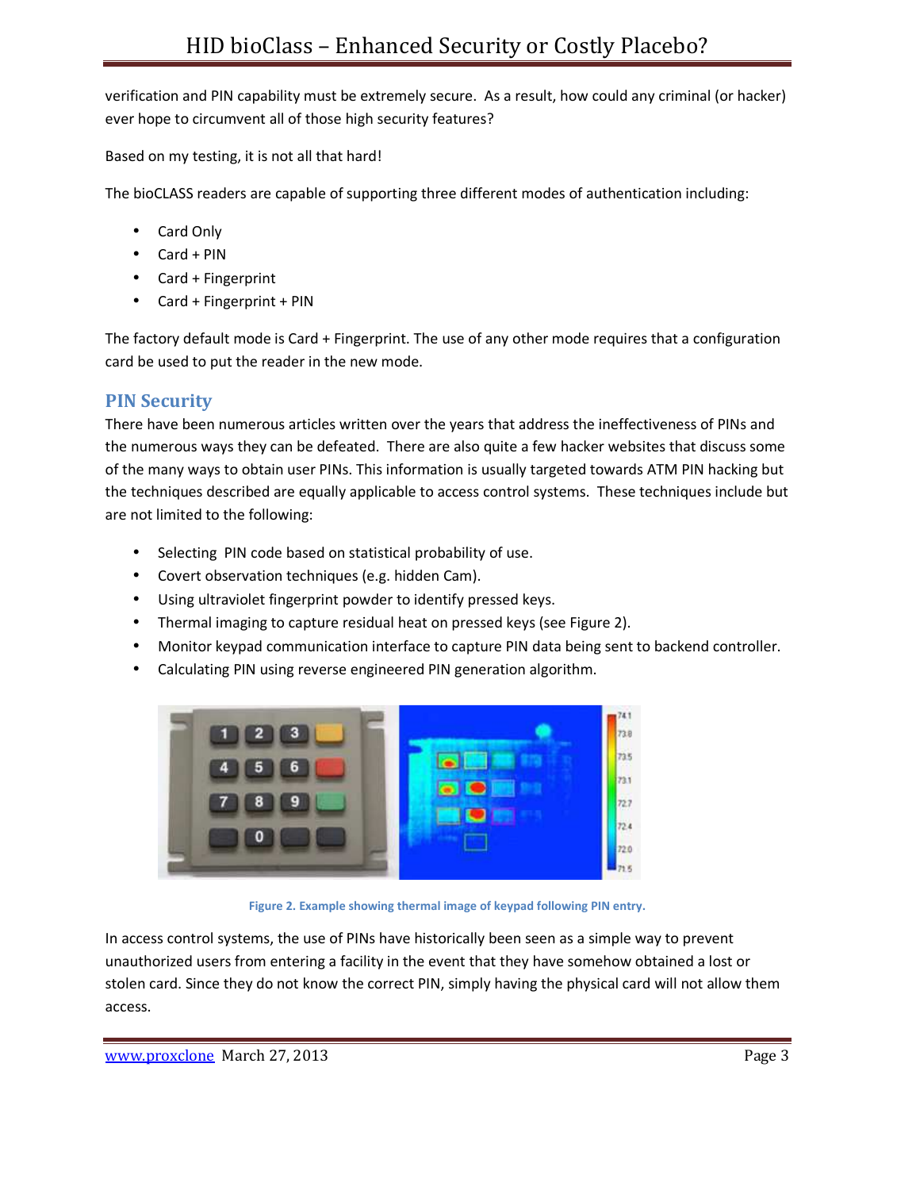verification and PIN capability must be extremely secure. As a result, how could any criminal (or hacker) ever hope to circumvent all of those high security features?

Based on my testing, it is not all that hard!

The bioCLASS readers are capable of supporting three different modes of authentication including:

- Card Only
- Card + PIN
- Card + Fingerprint
- Card + Fingerprint + PIN

The factory default mode is Card + Fingerprint. The use of any other mode requires that a configuration card be used to put the reader in the new mode.

## PIN Security

There have been numerous articles written over the years that address the ineffectiveness of PINs and the numerous ways they can be defeated. There are also quite a few hacker websites that discuss some of the many ways to obtain user PINs. This information is usually targeted towards ATM PIN hacking but the techniques described are equally applicable to access control systems. These techniques include but are not limited to the following:

- Selecting PIN code based on statistical probability of use.
- Covert observation techniques (e.g. hidden Cam).
- Using ultraviolet fingerprint powder to identify pressed keys.
- Thermal imaging to capture residual heat on pressed keys (see Figure 2).
- Monitor keypad communication interface to capture PIN data being sent to backend controller.
- Calculating PIN using reverse engineered PIN generation algorithm.

Figure 2. Example showing thermal image of keypad following PIN entry.

In access control systems, the use of PINs have historically been seen as a simple way to prevent unauthorized users from entering a facility in the event that they have somehow obtained a lost or stolen card. Since they do not know the correct PIN, simply having the physical card will not allow them access.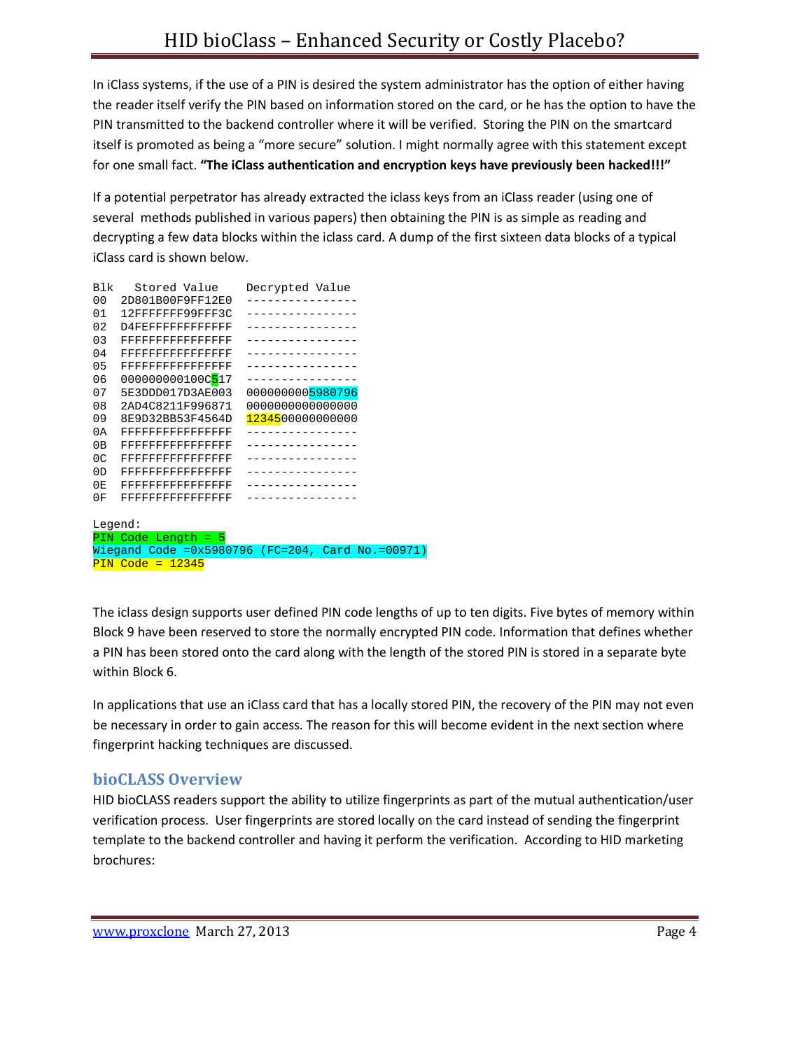In iClass systems, if the use of a PIN is desired the system administrator has the option of either having the reader itself verify the PIN based on information stored on the card, or he has the option to have the PIN transmitted to the backend controller where it will be verified. Storing the PIN on the smartcard itself is promoted as being a "more secure" solution. I might normally agree with this statement except for one small fact. **"The iClass authentication and encryption keys have previously been hacked!!!"**

If a potential perpetrator has already extracted the iclass keys from an iClass reader (using one of several methods published in various papers) then obtaining the PIN is as simple as reading and decrypting a few data blocks within the iclass card. A dump of the first sixteen data blocks of a typical iClass card is shown below.

```
Blk   Stored Value     Decrypted Value
00  2D801B00F9FF12E0  ----------------
01  12FFFFFFF99FFF3C  ----------------
02  D4FEFFFFFFFFFFFF  ----------------
03  FFFFFFFFFFFFFFFF  ----------------
04  FFFFFFFFFFFFFFFF  ----------------
05  FFFFFFFFFFFFFFFF  ----------------
06  000000000100C517  ----------------
07  5E3DDD017D3AE003  0000000005980796
08  2AD4C8211F996871  0000000000000000
09  8E9D32BB53F4564D  1234500000000000
0A  FFFFFFFFFFFFFFFF  ----------------
0B  FFFFFFFFFFFFFFFF  ----------------
0C  FFFFFFFFFFFFFFFF  ----------------
0D  FFFFFFFFFFFFFFFF  ----------------
0E  FFFFFFFFFFFFFFFF  ----------------
0F  FFFFFFFFFFFFFFFF  ----------------

Legend:
PIN Code Length = 5
Wiegand Code =0x5980796 (FC=204, Card No.=00971)
PIN Code = 12345
```

The iclass design supports user defined PIN code lengths of up to ten digits. Five bytes of memory within Block 9 have been reserved to store the normally encrypted PIN code. Information that defines whether a PIN has been stored onto the card along with the length of the stored PIN is stored in a separate byte within Block 6.

In applications that use an iClass card that has a locally stored PIN, the recovery of the PIN may not even be necessary in order to gain access. The reason for this will become evident in the next section where fingerprint hacking techniques are discussed.

## bioCLASS Overview

HID bioCLASS readers support the ability to utilize fingerprints as part of the mutual authentication/user verification process. User fingerprints are stored locally on the card instead of sending the fingerprint template to the backend controller and having it perform the verification. According to HID marketing brochures: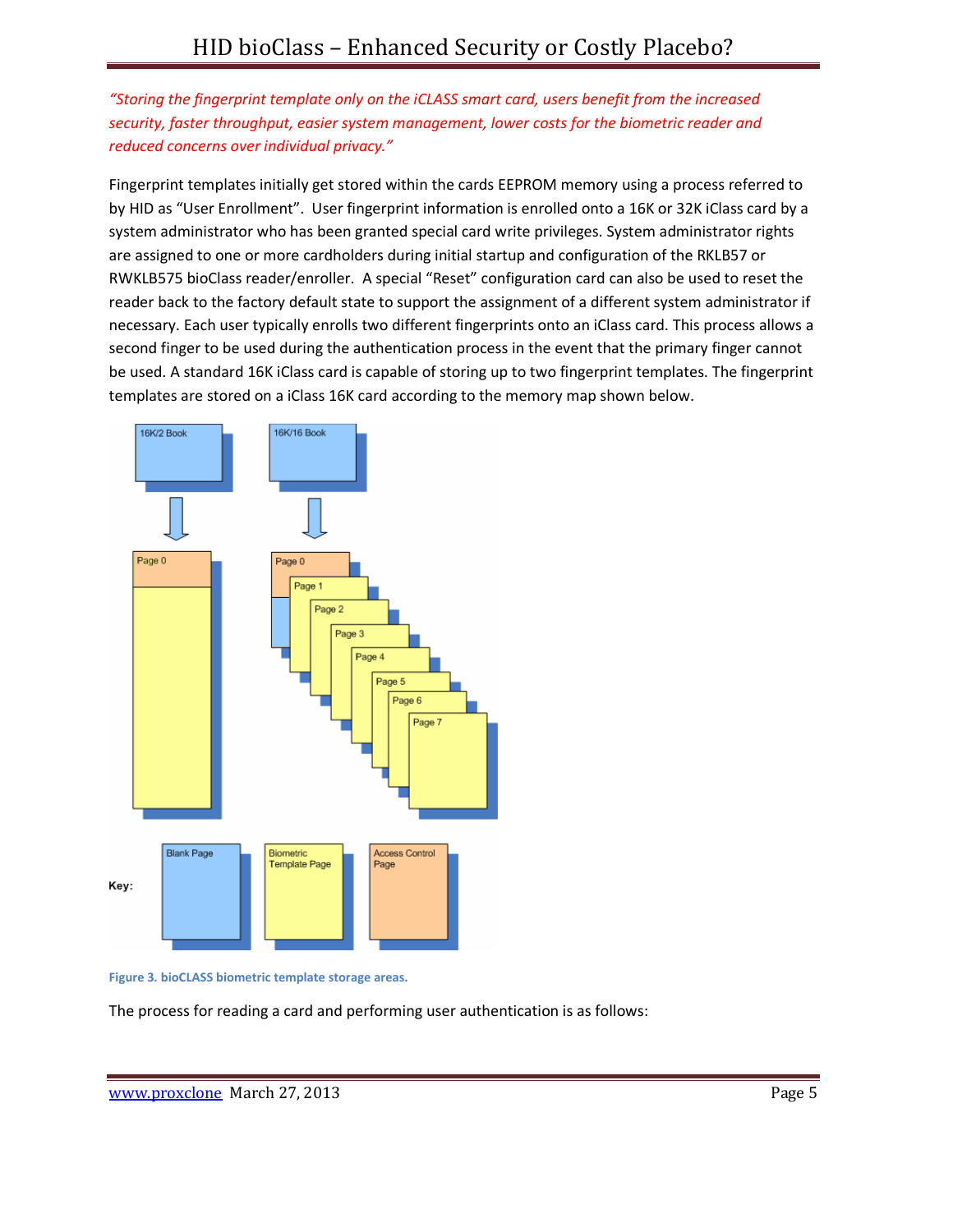*"Storing the fingerprint template only on the iCLASS smart card, users benefit from the increased security, faster throughput, easier system management, lower costs for the biometric reader and reduced concerns over individual privacy."*

Fingerprint templates initially get stored within the cards EEPROM memory using a process referred to by HID as "User Enrollment". User fingerprint information is enrolled onto a 16K or 32K iClass card by a system administrator who has been granted special card write privileges. System administrator rights are assigned to one or more cardholders during initial startup and configuration of the RKLB57 or RWKLB575 bioClass reader/enroller. A special "Reset" configuration card can also be used to reset the reader back to the factory default state to support the assignment of a different system administrator if necessary. Each user typically enrolls two different fingerprints onto an iClass card. This process allows a second finger to be used during the authentication process in the event that the primary finger cannot be used. A standard 16K iClass card is capable of storing up to two fingerprint templates. The fingerprint templates are stored on a iClass 16K card according to the memory map shown below.

**Figure 3. bioCLASS biometric template storage areas.**

The process for reading a card and performing user authentication is as follows: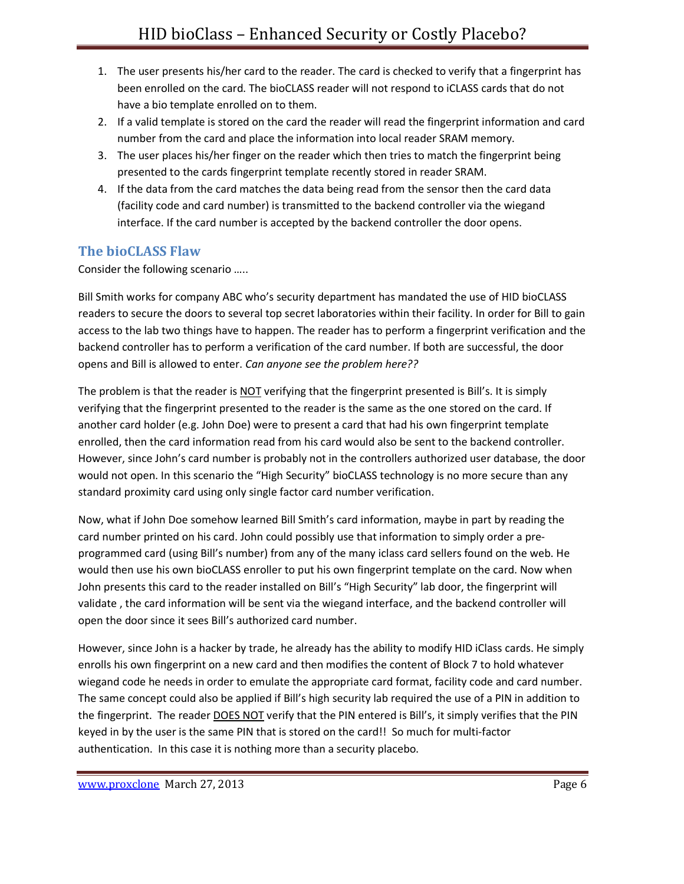1. The user presents his/her card to the reader. The card is checked to verify that a fingerprint has been enrolled on the card. The bioCLASS reader will not respond to iCLASS cards that do not have a bio template enrolled on to them.
2. If a valid template is stored on the card the reader will read the fingerprint information and card number from the card and place the information into local reader SRAM memory.
3. The user places his/her finger on the reader which then tries to match the fingerprint being presented to the cards fingerprint template recently stored in reader SRAM.
4. If the data from the card matches the data being read from the sensor then the card data (facility code and card number) is transmitted to the backend controller via the wiegand interface. If the card number is accepted by the backend controller the door opens.

## The bioCLASS Flaw

Consider the following scenario …..

Bill Smith works for company ABC who's security department has mandated the use of HID bioCLASS readers to secure the doors to several top secret laboratories within their facility. In order for Bill to gain access to the lab two things have to happen. The reader has to perform a fingerprint verification and the backend controller has to perform a verification of the card number. If both are successful, the door opens and Bill is allowed to enter. *Can anyone see the problem here??*

The problem is that the reader is <u>NOT</u> verifying that the fingerprint presented is Bill's. It is simply verifying that the fingerprint presented to the reader is the same as the one stored on the card. If another card holder (e.g. John Doe) were to present a card that had his own fingerprint template enrolled, then the card information read from his card would also be sent to the backend controller. However, since John's card number is probably not in the controllers authorized user database, the door would not open. In this scenario the "High Security" bioCLASS technology is no more secure than any standard proximity card using only single factor card number verification.

Now, what if John Doe somehow learned Bill Smith's card information, maybe in part by reading the card number printed on his card. John could possibly use that information to simply order a pre-programmed card (using Bill's number) from any of the many iclass card sellers found on the web. He would then use his own bioCLASS enroller to put his own fingerprint template on the card. Now when John presents this card to the reader installed on Bill's "High Security" lab door, the fingerprint will validate , the card information will be sent via the wiegand interface, and the backend controller will open the door since it sees Bill's authorized card number.

However, since John is a hacker by trade, he already has the ability to modify HID iClass cards. He simply enrolls his own fingerprint on a new card and then modifies the content of Block 7 to hold whatever wiegand code he needs in order to emulate the appropriate card format, facility code and card number. The same concept could also be applied if Bill's high security lab required the use of a PIN in addition to the fingerprint. The reader <u>DOES NOT</u> verify that the PIN entered is Bill's, it simply verifies that the PIN keyed in by the user is the same PIN that is stored on the card!! So much for multi-factor authentication. In this case it is nothing more than a security placebo.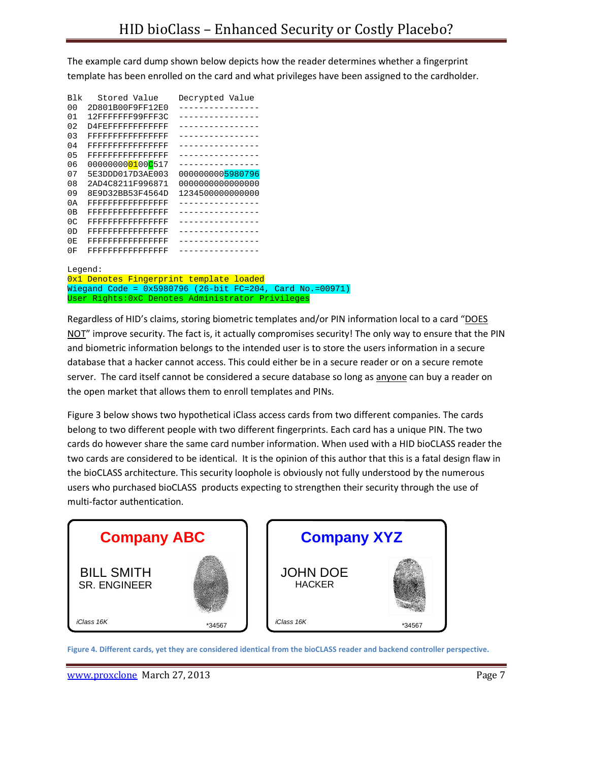The example card dump shown below depicts how the reader determines whether a fingerprint template has been enrolled on the card and what privileges have been assigned to the cardholder.

```
Blk   Stored Value     Decrypted Value
00  2D801B00F9FF12E0  ----------------
01  12FFFFFFF99FFF3C  ----------------
02  D4FEFFFFFFFFFFFF  ----------------
03  FFFFFFFFFFFFFFFF  ----------------
04  FFFFFFFFFFFFFFFF  ----------------
05  FFFFFFFFFFFFFFFF  ----------------
06  000000000100C517  ----------------
07  5E3DDD017D3AE003  0000000005980796
08  2AD4C8211F996871  0000000000000000
09  8E9D32BB53F4564D  1234500000000000
0A  FFFFFFFFFFFFFFFF  ----------------
0B  FFFFFFFFFFFFFFFF  ----------------
0C  FFFFFFFFFFFFFFFF  ----------------
0D  FFFFFFFFFFFFFFFF  ----------------
0E  FFFFFFFFFFFFFFFF  ----------------
0F  FFFFFFFFFFFFFFFF  ----------------

Legend:
0x1 Denotes Fingerprint template loaded
Wiegand Code = 0x5980796 (26-bit FC=204, Card No.=00971)
User Rights:0xC Denotes Administrator Privileges
```

Regardless of HID's claims, storing biometric templates and/or PIN information local to a card "DOES NOT" improve security. The fact is, it actually compromises security! The only way to ensure that the PIN and biometric information belongs to the intended user is to store the users information in a secure database that a hacker cannot access. This could either be in a secure reader or on a secure remote server. The card itself cannot be considered a secure database so long as anyone can buy a reader on the open market that allows them to enroll templates and PINs.

Figure 3 below shows two hypothetical iClass access cards from two different companies. The cards belong to two different people with two different fingerprints. Each card has a unique PIN. The two cards do however share the same card number information. When used with a HID bioCLASS reader the two cards are considered to be identical. It is the opinion of this author that this is a fatal design flaw in the bioCLASS architecture. This security loophole is obviously not fully understood by the numerous users who purchased bioCLASS products expecting to strengthen their security through the use of multi-factor authentication.

| **Company ABC** | **Company XYZ** |
|---|---|
| BILL SMITH<br>SR. ENGINEER | JOHN DOE<br>HACKER |
| *iClass 16K* &nbsp; *34567 | *iClass 16K* &nbsp; *34567 |

**Figure 4. Different cards, yet they are considered identical from the bioCLASS reader and backend controller perspective.**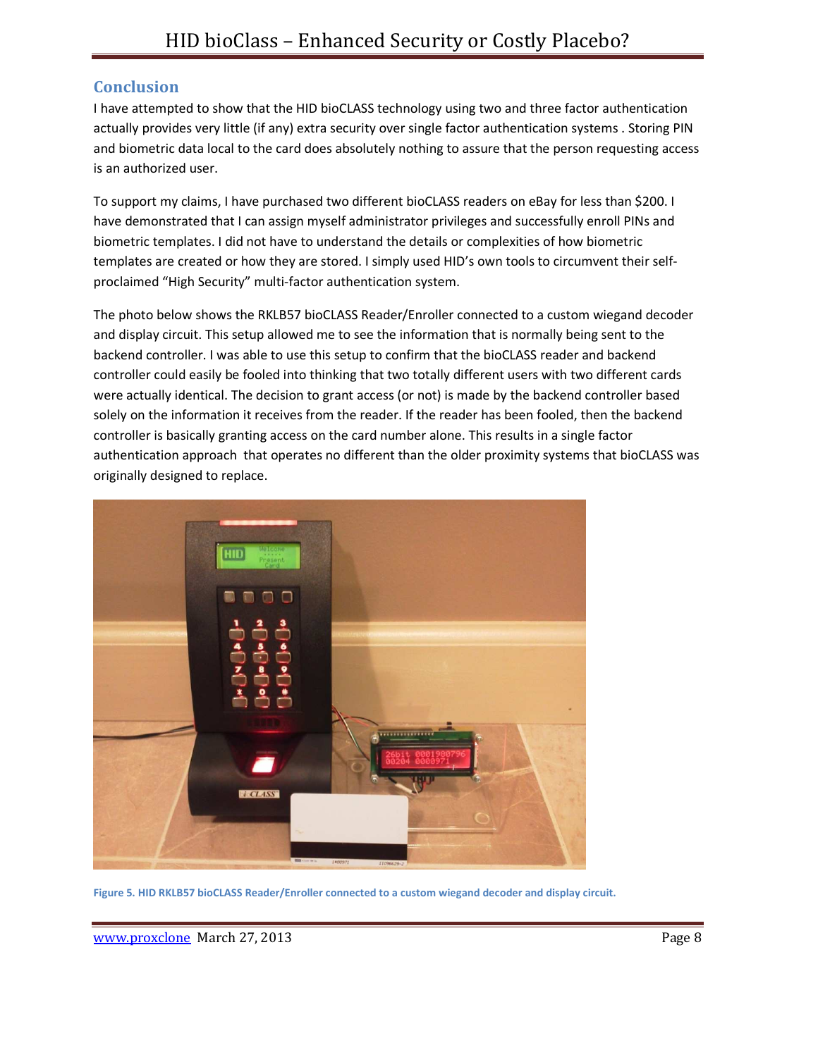## Conclusion

I have attempted to show that the HID bioCLASS technology using two and three factor authentication actually provides very little (if any) extra security over single factor authentication systems . Storing PIN and biometric data local to the card does absolutely nothing to assure that the person requesting access is an authorized user.

To support my claims, I have purchased two different bioCLASS readers on eBay for less than $200. I have demonstrated that I can assign myself administrator privileges and successfully enroll PINs and biometric templates. I did not have to understand the details or complexities of how biometric templates are created or how they are stored. I simply used HID's own tools to circumvent their self-proclaimed "High Security" multi-factor authentication system.

The photo below shows the RKLB57 bioCLASS Reader/Enroller connected to a custom wiegand decoder and display circuit. This setup allowed me to see the information that is normally being sent to the backend controller. I was able to use this setup to confirm that the bioCLASS reader and backend controller could easily be fooled into thinking that two totally different users with two different cards were actually identical. The decision to grant access (or not) is made by the backend controller based solely on the information it receives from the reader. If the reader has been fooled, then the backend controller is basically granting access on the card number alone. This results in a single factor authentication approach that operates no different than the older proximity systems that bioCLASS was originally designed to replace.

**Figure 5. HID RKLB57 bioCLASS Reader/Enroller connected to a custom wiegand decoder and display circuit.**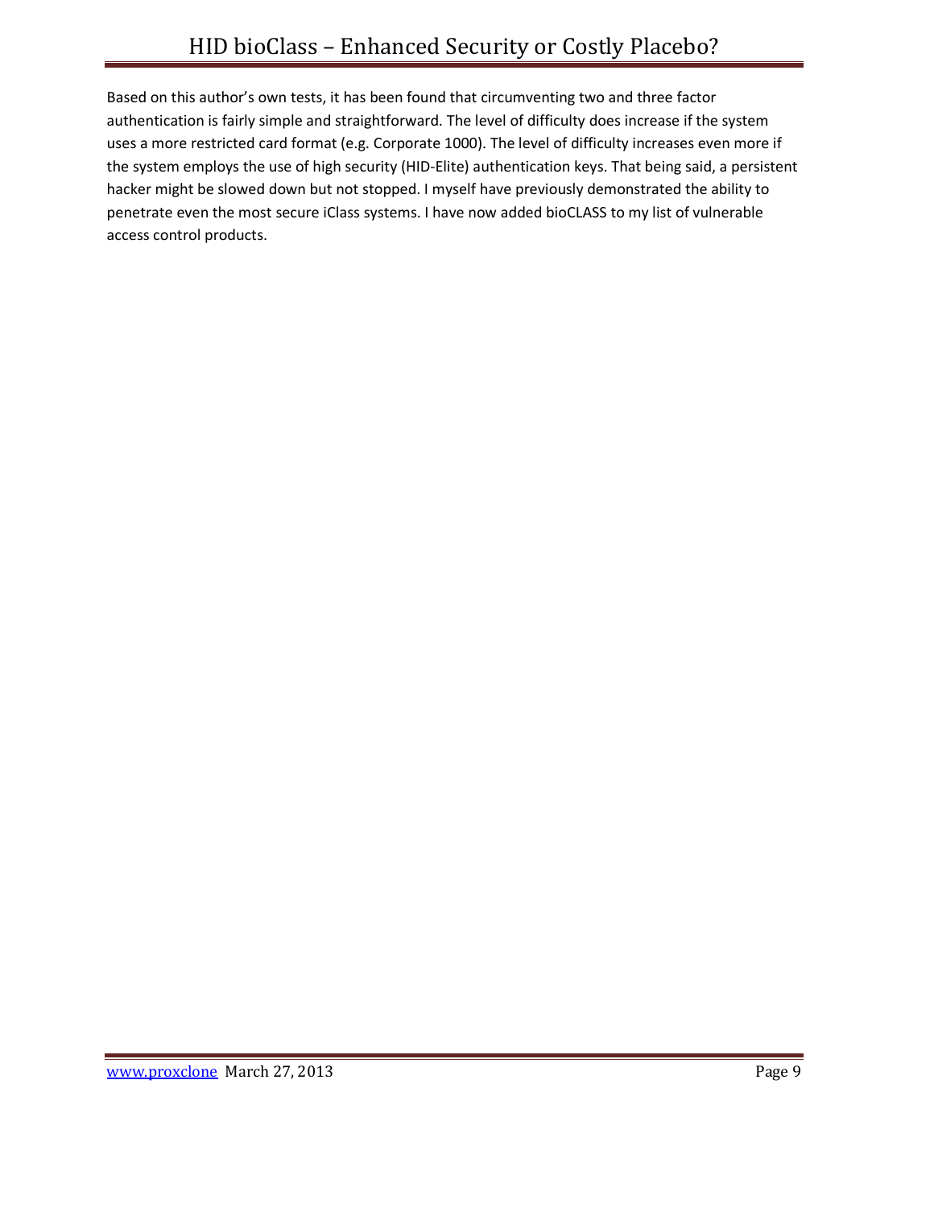Based on this author's own tests, it has been found that circumventing two and three factor authentication is fairly simple and straightforward. The level of difficulty does increase if the system uses a more restricted card format (e.g. Corporate 1000). The level of difficulty increases even more if the system employs the use of high security (HID-Elite) authentication keys. That being said, a persistent hacker might be slowed down but not stopped. I myself have previously demonstrated the ability to penetrate even the most secure iClass systems. I have now added bioCLASS to my list of vulnerable access control products.